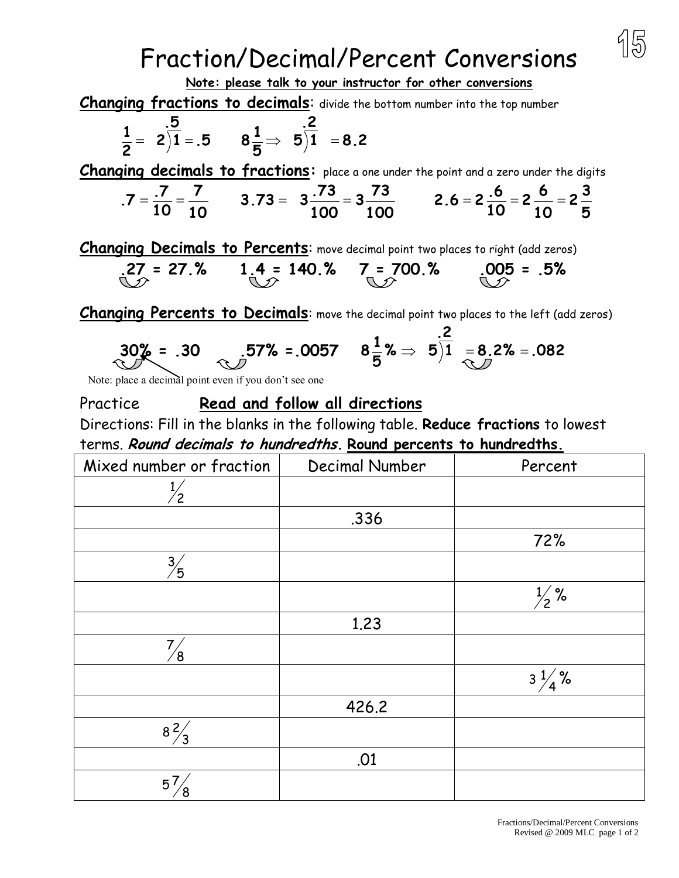# Fraction/Decimal/Percent Conversions

**Note: please talk to your instructor for other conversions**

**Changing fractions to decimals**: divide the bottom number into the top number

$$\frac{1}{2} = 2\overset{.5}{\overline{)1}} = .5 \qquad 8\frac{1}{5} \Rightarrow 5\overset{.2}{\overline{)1}} = 8.2$$

**Changing decimals to fractions:** place a one under the point and a zero under the digits

$$.7 = \frac{.7}{10} = \frac{7}{10} \qquad 3.73 = 3\frac{.73}{100} = 3\frac{73}{100} \qquad 2.6 = 2\frac{.6}{10} = 2\frac{6}{10} = 2\frac{3}{5}$$

**Changing Decimals to Percents**: move decimal point two places to right (add zeros)

$$.27 = 27.\% \qquad 1.4 = 140.\% \qquad 7 = 700.\% \qquad .005 = .5\%$$

**Changing Percents to Decimals**: move the decimal point two places to the left (add zeros)

$$30\% = .30 \qquad .57\% = .0057 \qquad 8\frac{1}{5}\% \Rightarrow 5\overset{.2}{\overline{)1}} = 8.2\% = .082$$

Note: place a decimal point even if you don't see one

Practice **Read and follow all directions**

Directions: Fill in the blanks in the following table. **Reduce fractions** to lowest terms. ***Round decimals to hundredths***. **Round percents to hundredths.**

| Mixed number or fraction | Decimal Number | Percent |
|---|---|---|
| $\frac{1}{2}$ | | |
| | .336 | |
| | | 72% |
| $\frac{3}{5}$ | | |
| | | $\frac{1}{2}$ % |
| | 1.23 | |
| $\frac{7}{8}$ | | |
| | | $3\frac{1}{4}$ % |
| | 426.2 | |
| $8\frac{2}{3}$ | | |
| | .01 | |
| $5\frac{7}{8}$ | | |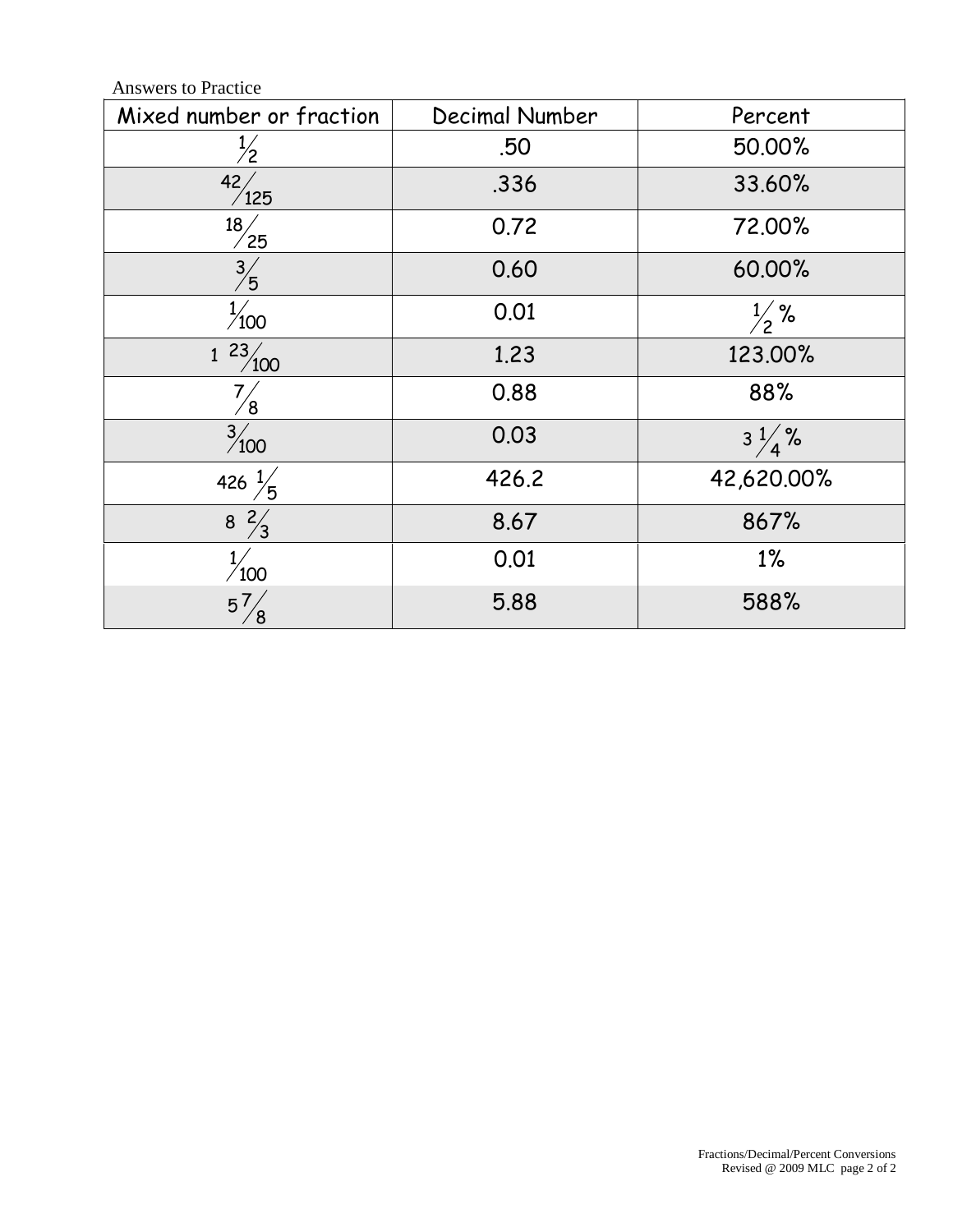Answers to Practice

| Mixed number or fraction | Decimal Number | Percent |
|---|---|---|
| $\frac{1}{2}$ | .50 | 50.00% |
| $\frac{42}{125}$ | .336 | 33.60% |
| $\frac{18}{25}$ | 0.72 | 72.00% |
| $\frac{3}{5}$ | 0.60 | 60.00% |
| $\frac{1}{100}$ | 0.01 | $\frac{1}{2}$ % |
| $1\ \frac{23}{100}$ | 1.23 | 123.00% |
| $\frac{7}{8}$ | 0.88 | 88% |
| $\frac{3}{100}$ | 0.03 | $3\ \frac{1}{4}$ % |
| $426\ \frac{1}{5}$ | 426.2 | 42,620.00% |
| $8\ \frac{2}{3}$ | 8.67 | 867% |
| $\frac{1}{100}$ | 0.01 | 1% |
| $5\frac{7}{8}$ | 5.88 | 588% |

Fractions/Decimal/Percent Conversions
Revised @ 2009 MLC